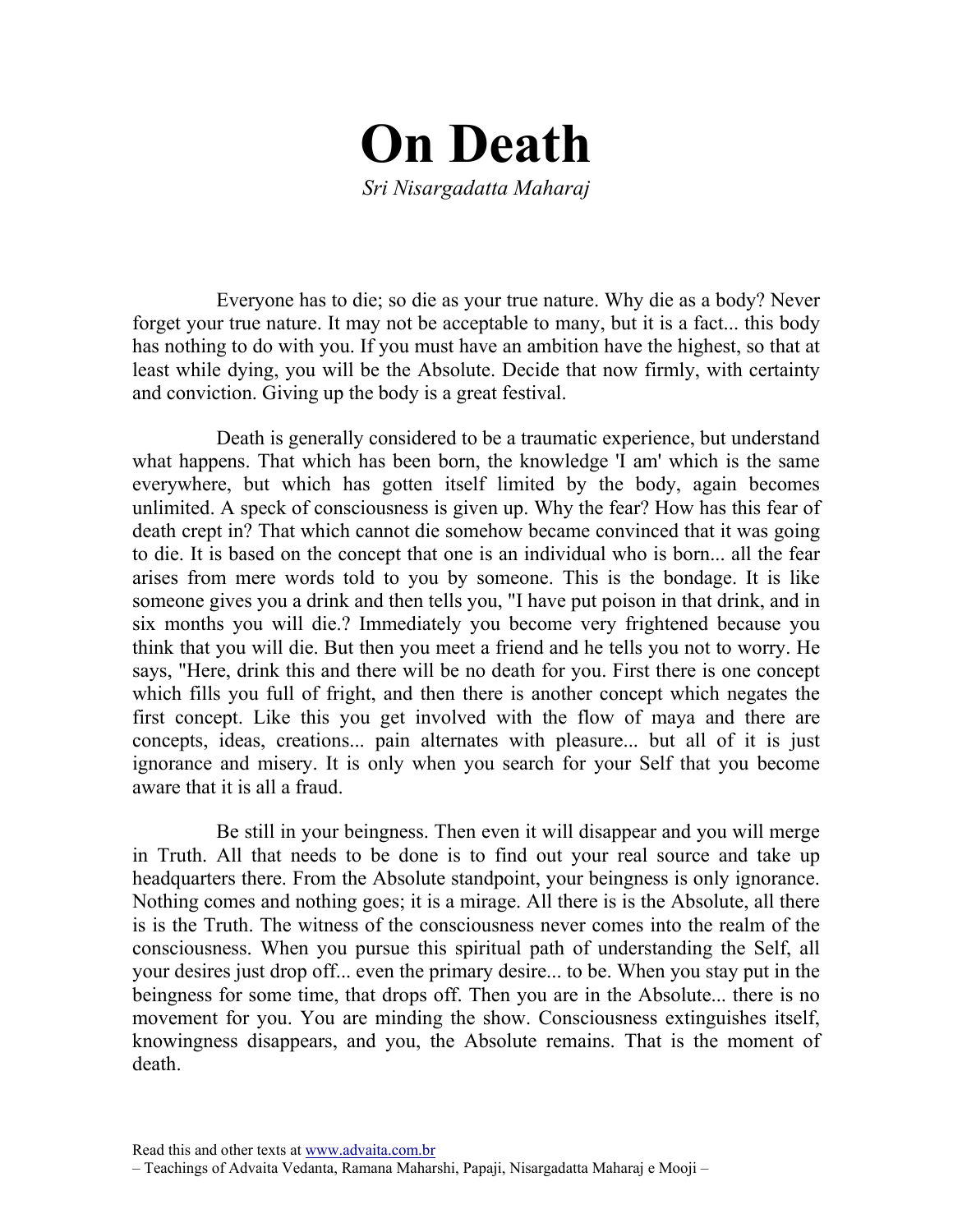# On Death

*Sri Nisargadatta Maharaj*

Everyone has to die; so die as your true nature. Why die as a body? Never forget your true nature. It may not be acceptable to many, but it is a fact... this body has nothing to do with you. If you must have an ambition have the highest, so that at least while dying, you will be the Absolute. Decide that now firmly, with certainty and conviction. Giving up the body is a great festival.

Death is generally considered to be a traumatic experience, but understand what happens. That which has been born, the knowledge 'I am' which is the same everywhere, but which has gotten itself limited by the body, again becomes unlimited. A speck of consciousness is given up. Why the fear? How has this fear of death crept in? That which cannot die somehow became convinced that it was going to die. It is based on the concept that one is an individual who is born... all the fear arises from mere words told to you by someone. This is the bondage. It is like someone gives you a drink and then tells you, "I have put poison in that drink, and in six months you will die.? Immediately you become very frightened because you think that you will die. But then you meet a friend and he tells you not to worry. He says, "Here, drink this and there will be no death for you. First there is one concept which fills you full of fright, and then there is another concept which negates the first concept. Like this you get involved with the flow of maya and there are concepts, ideas, creations... pain alternates with pleasure... but all of it is just ignorance and misery. It is only when you search for your Self that you become aware that it is all a fraud.

Be still in your beingness. Then even it will disappear and you will merge in Truth. All that needs to be done is to find out your real source and take up headquarters there. From the Absolute standpoint, your beingness is only ignorance. Nothing comes and nothing goes; it is a mirage. All there is is the Absolute, all there is is the Truth. The witness of the consciousness never comes into the realm of the consciousness. When you pursue this spiritual path of understanding the Self, all your desires just drop off... even the primary desire... to be. When you stay put in the beingness for some time, that drops off. Then you are in the Absolute... there is no movement for you. You are minding the show. Consciousness extinguishes itself, knowingness disappears, and you, the Absolute remains. That is the moment of death.

Read this and other texts at www.advaita.com.br
– Teachings of Advaita Vedanta, Ramana Maharshi, Papaji, Nisargadatta Maharaj e Mooji –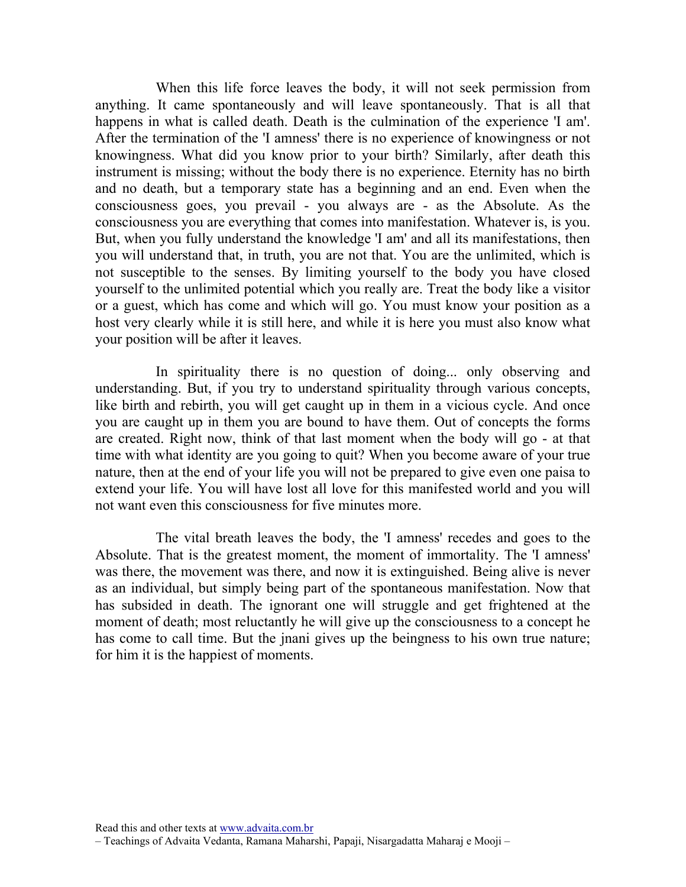When this life force leaves the body, it will not seek permission from anything. It came spontaneously and will leave spontaneously. That is all that happens in what is called death. Death is the culmination of the experience 'I am'. After the termination of the 'I amness' there is no experience of knowingness or not knowingness. What did you know prior to your birth? Similarly, after death this instrument is missing; without the body there is no experience. Eternity has no birth and no death, but a temporary state has a beginning and an end. Even when the consciousness goes, you prevail - you always are - as the Absolute. As the consciousness you are everything that comes into manifestation. Whatever is, is you. But, when you fully understand the knowledge 'I am' and all its manifestations, then you will understand that, in truth, you are not that. You are the unlimited, which is not susceptible to the senses. By limiting yourself to the body you have closed yourself to the unlimited potential which you really are. Treat the body like a visitor or a guest, which has come and which will go. You must know your position as a host very clearly while it is still here, and while it is here you must also know what your position will be after it leaves.

In spirituality there is no question of doing... only observing and understanding. But, if you try to understand spirituality through various concepts, like birth and rebirth, you will get caught up in them in a vicious cycle. And once you are caught up in them you are bound to have them. Out of concepts the forms are created. Right now, think of that last moment when the body will go - at that time with what identity are you going to quit? When you become aware of your true nature, then at the end of your life you will not be prepared to give even one paisa to extend your life. You will have lost all love for this manifested world and you will not want even this consciousness for five minutes more.

The vital breath leaves the body, the 'I amness' recedes and goes to the Absolute. That is the greatest moment, the moment of immortality. The 'I amness' was there, the movement was there, and now it is extinguished. Being alive is never as an individual, but simply being part of the spontaneous manifestation. Now that has subsided in death. The ignorant one will struggle and get frightened at the moment of death; most reluctantly he will give up the consciousness to a concept he has come to call time. But the jnani gives up the beingness to his own true nature; for him it is the happiest of moments.